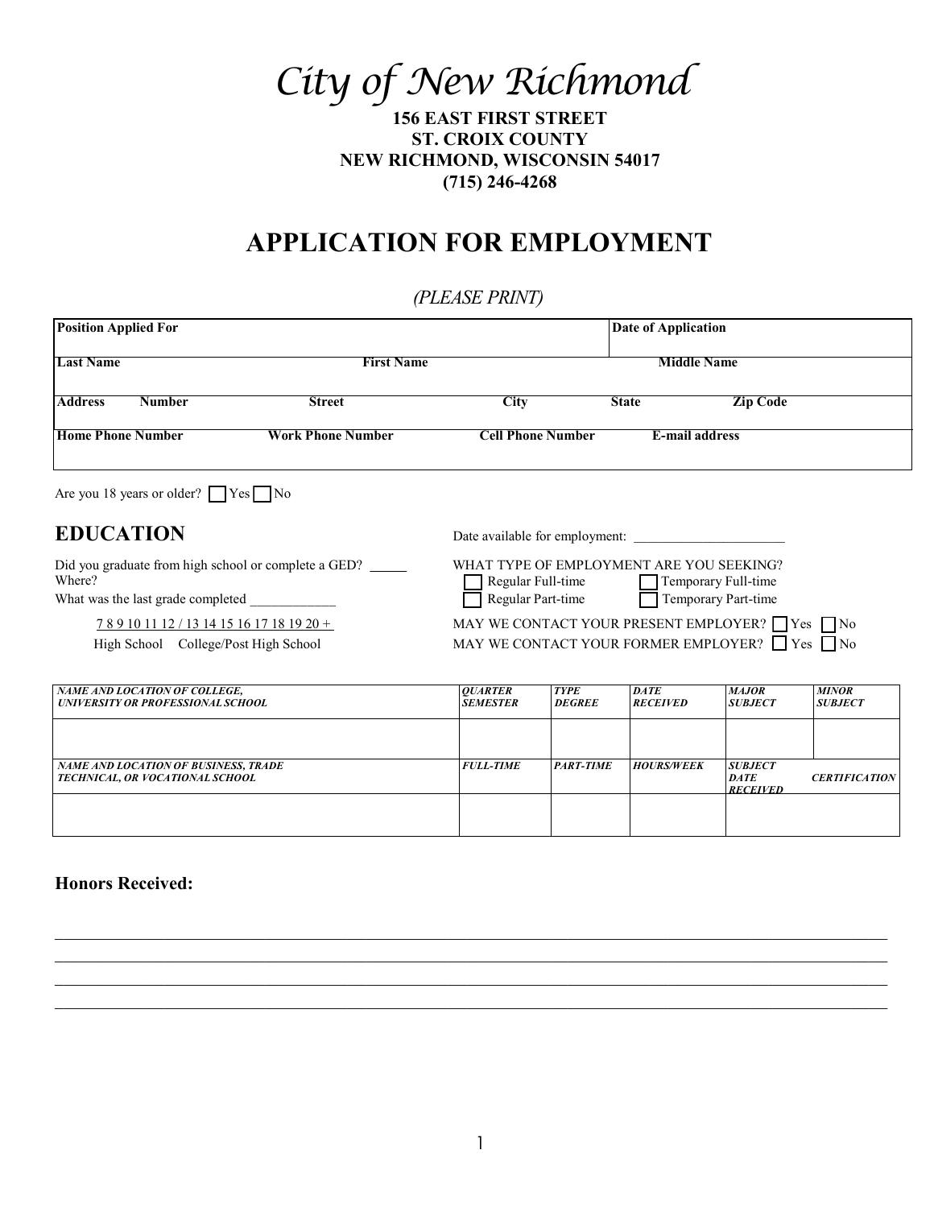# City of New Richmond

**156 EAST FIRST STREET**
**ST. CROIX COUNTY**
**NEW RICHMOND, WISCONSIN 54017**
**(715) 246-4268**

# APPLICATION FOR EMPLOYMENT

*(PLEASE PRINT)*

| **Position Applied For** | | | | **Date of Application** | |
|---|---|---|---|---|---|
| **Last Name** | | **First Name** | | **Middle Name** | |
| **Address Number** | **Street** | **City** | **State** | **Zip Code** | |
| **Home Phone Number** | **Work Phone Number** | **Cell Phone Number** | **E-mail address** | | |

Are you 18 years or older? ☐ Yes ☐ No

## EDUCATION

Did you graduate from high school or complete a GED? _____
Where?
What was the last grade completed ____________

7 8 9 10 11 12 / 13 14 15 16 17 18 19 20 +
High School    College/Post High School

Date available for employment: ______________________

WHAT TYPE OF EMPLOYMENT ARE YOU SEEKING?
☐ Regular Full-time ☐ Temporary Full-time
☐ Regular Part-time ☐ Temporary Part-time

MAY WE CONTACT YOUR PRESENT EMPLOYER? ☐ Yes ☐ No
MAY WE CONTACT YOUR FORMER EMPLOYER? ☐ Yes ☐ No

| *NAME AND LOCATION OF COLLEGE, UNIVERSITY OR PROFESSIONAL SCHOOL* | *QUARTER SEMESTER* | *TYPE DEGREE* | *DATE RECEIVED* | *MAJOR SUBJECT* | *MINOR SUBJECT* |
|---|---|---|---|---|---|
| | | | | | |
| *NAME AND LOCATION OF BUSINESS, TRADE TECHNICAL, OR VOCATIONAL SCHOOL* | *FULL-TIME* | *PART-TIME* | *HOURS/WEEK* | *SUBJECT DATE RECEIVED* | *CERTIFICATION* |
| | | | | | |

### Honors Received:

______________________________________________________________________________

______________________________________________________________________________

______________________________________________________________________________

______________________________________________________________________________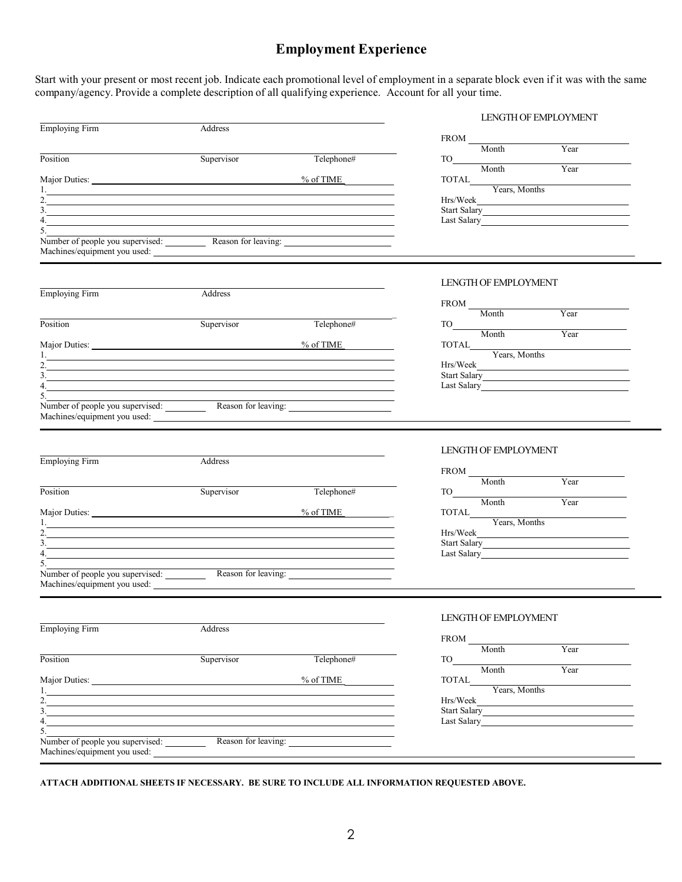# Employment Experience

Start with your present or most recent job. Indicate each promotional level of employment in a separate block even if it was with the same company/agency. Provide a complete description of all qualifying experience. Account for all your time.

---

Employing Firm ____________ Address ____________

Position ____________ Supervisor ____________ Telephone# ____________

Major Duties: ____________ % of TIME ____________

1. ____________
2. ____________
3. ____________
4. ____________
5. ____________

Number of people you supervised: ________ Reason for leaving: ____________

Machines/equipment you used: ____________

LENGTH OF EMPLOYMENT

FROM ________ Month ________ Year

TO ________ Month ________ Year

TOTAL ________ Years, Months

Hrs/Week ____________

Start Salary ____________

Last Salary ____________

---

Employing Firm ____________ Address ____________

Position ____________ Supervisor ____________ Telephone# ____________

Major Duties: ____________ % of TIME ____________

1. ____________
2. ____________
3. ____________
4. ____________
5. ____________

Number of people you supervised: ________ Reason for leaving: ____________

Machines/equipment you used: ____________

LENGTH OF EMPLOYMENT

FROM ________ Month ________ Year

TO ________ Month ________ Year

TOTAL ________ Years, Months

Hrs/Week ____________

Start Salary ____________

Last Salary ____________

---

Employing Firm ____________ Address ____________

Position ____________ Supervisor ____________ Telephone# ____________

Major Duties: ____________ % of TIME ____________

1. ____________
2. ____________
3. ____________
4. ____________
5. ____________

Number of people you supervised: ________ Reason for leaving: ____________

Machines/equipment you used: ____________

LENGTH OF EMPLOYMENT

FROM ________ Month ________ Year

TO ________ Month ________ Year

TOTAL ________ Years, Months

Hrs/Week ____________

Start Salary ____________

Last Salary ____________

---

Employing Firm ____________ Address ____________

Position ____________ Supervisor ____________ Telephone# ____________

Major Duties: ____________ % of TIME ____________

1. ____________
2. ____________
3. ____________
4. ____________
5. ____________

Number of people you supervised: ________ Reason for leaving: ____________

Machines/equipment you used: ____________

LENGTH OF EMPLOYMENT

FROM ________ Month ________ Year

TO ________ Month ________ Year

TOTAL ________ Years, Months

Hrs/Week ____________

Start Salary ____________

Last Salary ____________

---

**ATTACH ADDITIONAL SHEETS IF NECESSARY. BE SURE TO INCLUDE ALL INFORMATION REQUESTED ABOVE.**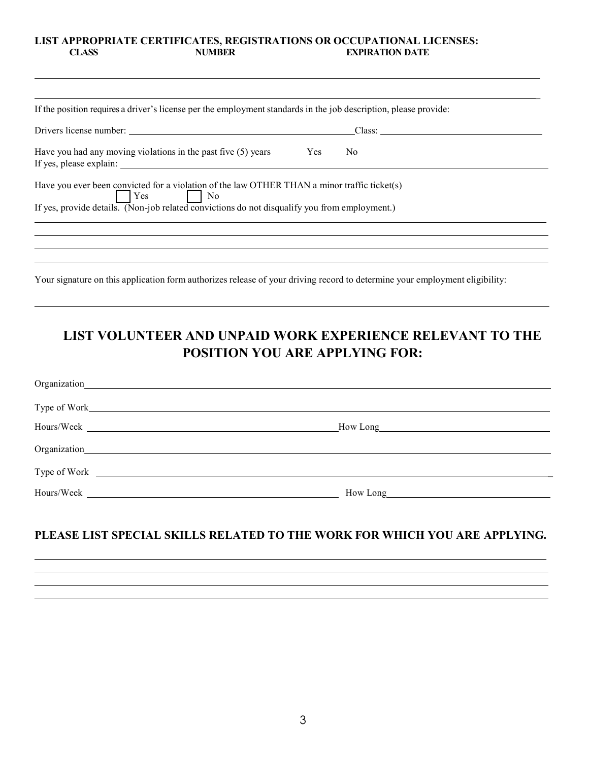**LIST APPROPRIATE CERTIFICATES, REGISTRATIONS OR OCCUPATIONAL LICENSES:**

| CLASS | NUMBER | EXPIRATION DATE |
|---|---|---|
| | | |
| | | |

If the position requires a driver's license per the employment standards in the job description, please provide:

Drivers license number: ______________________ Class: ______________________

Have you had any moving violations in the past five (5) years Yes No
If yes, please explain: ______________________

Have you ever been convicted for a violation of the law OTHER THAN a minor traffic ticket(s)
☐ Yes ☐ No
If yes, provide details. (Non-job related convictions do not disqualify you from employment.)

______________________

______________________

______________________

______________________

Your signature on this application form authorizes release of your driving record to determine your employment eligibility:

______________________

## LIST VOLUNTEER AND UNPAID WORK EXPERIENCE RELEVANT TO THE POSITION YOU ARE APPLYING FOR:

Organization ______________________

Type of Work ______________________

Hours/Week ______________________ How Long ______________________

Organization ______________________

Type of Work ______________________

Hours/Week ______________________ How Long ______________________

### PLEASE LIST SPECIAL SKILLS RELATED TO THE WORK FOR WHICH YOU ARE APPLYING.

______________________

______________________

______________________

______________________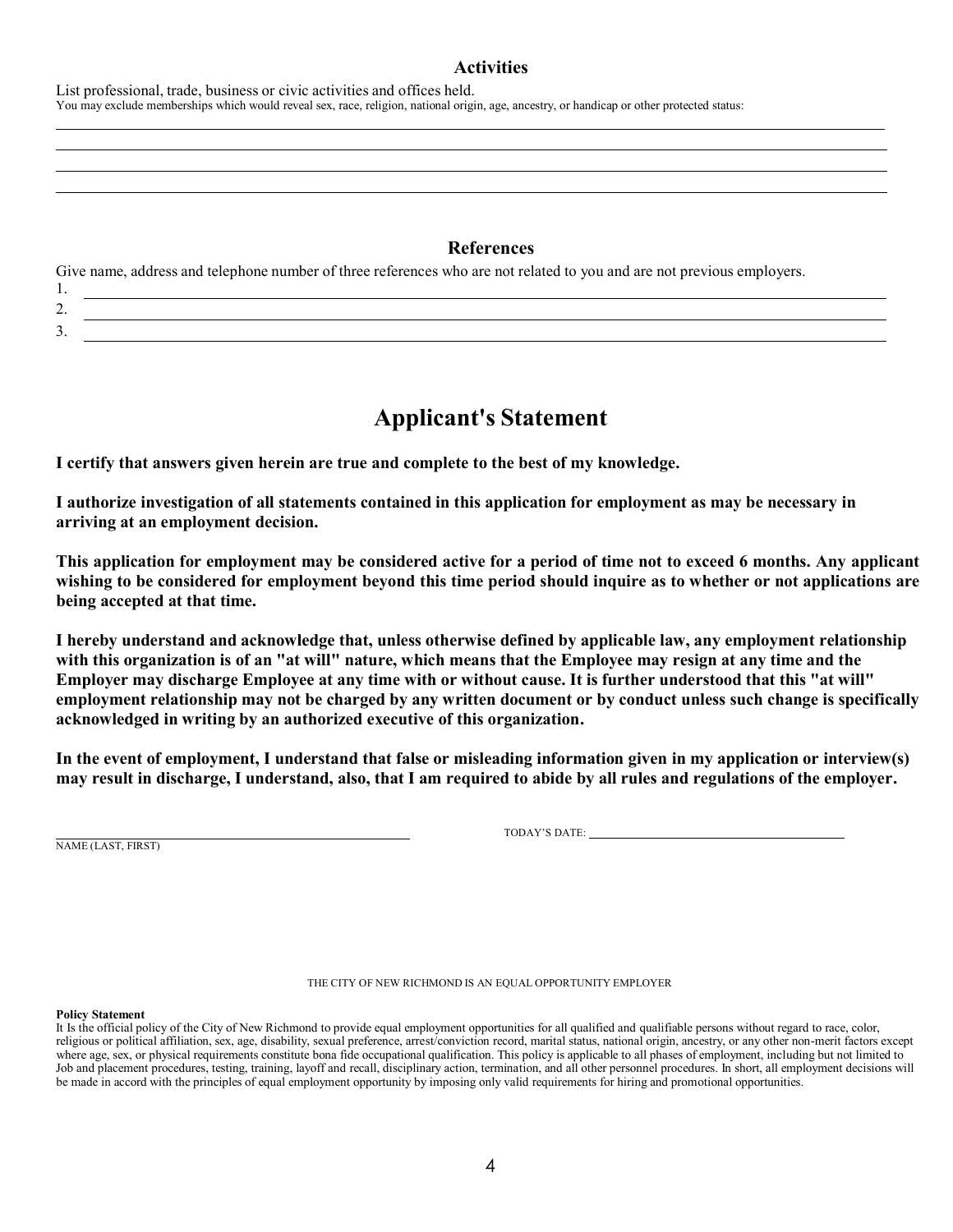## Activities

List professional, trade, business or civic activities and offices held.

You may exclude memberships which would reveal sex, race, religion, national origin, age, ancestry, or handicap or other protected status:

______________________________________________________________________

______________________________________________________________________

______________________________________________________________________

______________________________________________________________________

## References

Give name, address and telephone number of three references who are not related to you and are not previous employers.

1. ______________________________________________________________________
2. ______________________________________________________________________
3. ______________________________________________________________________

# Applicant's Statement

**I certify that answers given herein are true and complete to the best of my knowledge.**

**I authorize investigation of all statements contained in this application for employment as may be necessary in arriving at an employment decision.**

**This application for employment may be considered active for a period of time not to exceed 6 months. Any applicant wishing to be considered for employment beyond this time period should inquire as to whether or not applications are being accepted at that time.**

**I hereby understand and acknowledge that, unless otherwise defined by applicable law, any employment relationship with this organization is of an "at will" nature, which means that the Employee may resign at any time and the Employer may discharge Employee at any time with or without cause. It is further understood that this "at will" employment relationship may not be charged by any written document or by conduct unless such change is specifically acknowledged in writing by an authorized executive of this organization.**

**In the event of employment, I understand that false or misleading information given in my application or interview(s) may result in discharge, I understand, also, that I am required to abide by all rules and regulations of the employer.**

______________________________ TODAY'S DATE: ______________________________

NAME (LAST, FIRST)

THE CITY OF NEW RICHMOND IS AN EQUAL OPPORTUNITY EMPLOYER

**Policy Statement**

It Is the official policy of the City of New Richmond to provide equal employment opportunities for all qualified and qualifiable persons without regard to race, color, religious or political affiliation, sex, age, disability, sexual preference, arrest/conviction record, marital status, national origin, ancestry, or any other non-merit factors except where age, sex, or physical requirements constitute bona fide occupational qualification. This policy is applicable to all phases of employment, including but not limited to Job and placement procedures, testing, training, layoff and recall, disciplinary action, termination, and all other personnel procedures. In short, all employment decisions will be made in accord with the principles of equal employment opportunity by imposing only valid requirements for hiring and promotional opportunities.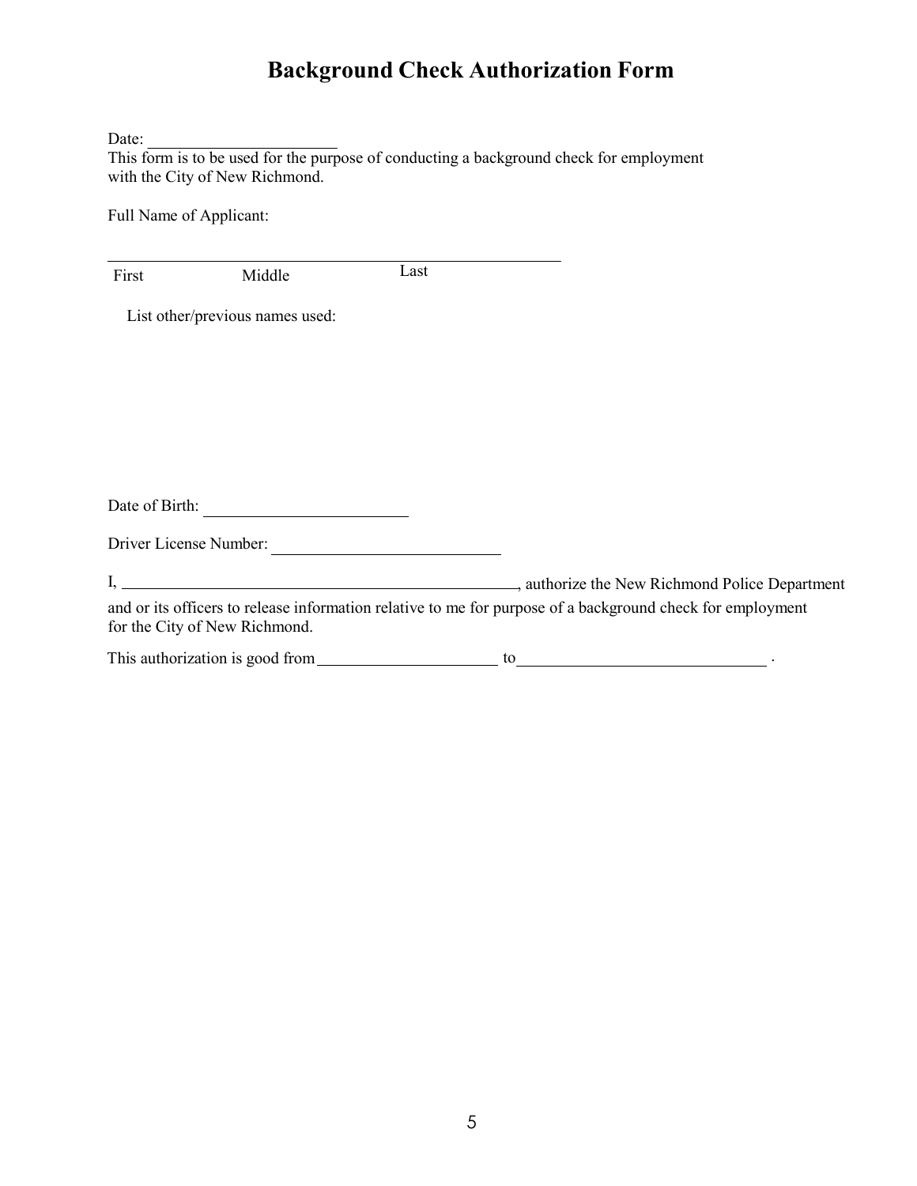# Background Check Authorization Form

Date: ______________________

This form is to be used for the purpose of conducting a background check for employment with the City of New Richmond.

Full Name of Applicant:

_____________________________________________________

First Middle Last

List other/previous names used:

Date of Birth: ______________________

Driver License Number: __________________________

I, ______________________________________________, authorize the New Richmond Police Department and or its officers to release information relative to me for purpose of a background check for employment for the City of New Richmond.

This authorization is good from ____________________ to ____________________________ .